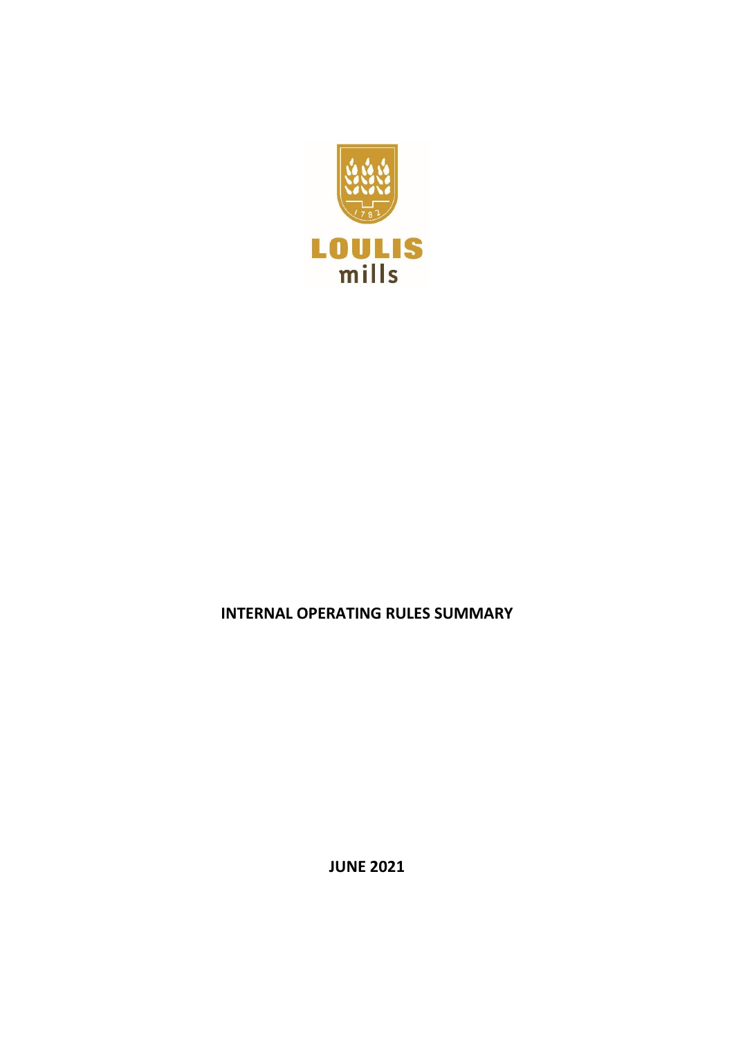LOULIS
mills

# INTERNAL OPERATING RULES SUMMARY

**JUNE 2021**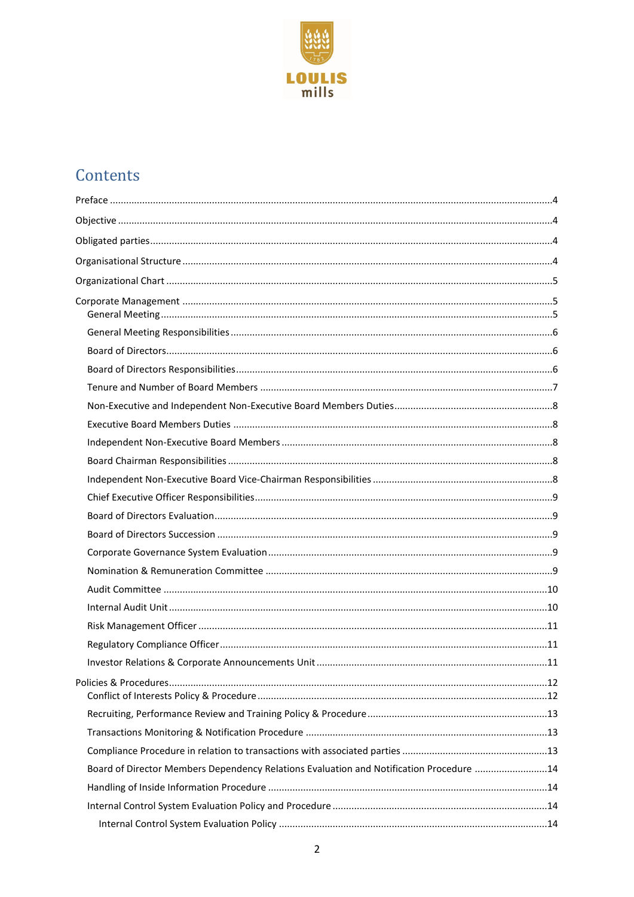# Contents

- Preface ....4
- Objective ....4
- Obligated parties....4
- Organisational Structure ....4
- Organizational Chart ....5
- Corporate Management ....5
  - General Meeting....5
  - General Meeting Responsibilities....6
  - Board of Directors....6
  - Board of Directors Responsibilities....6
  - Tenure and Number of Board Members ....7
  - Non-Executive and Independent Non-Executive Board Members Duties....8
  - Executive Board Members Duties ....8
  - Independent Non-Executive Board Members ....8
  - Board Chairman Responsibilities ....8
  - Independent Non-Executive Board Vice-Chairman Responsibilities ....8
  - Chief Executive Officer Responsibilities....9
  - Board of Directors Evaluation....9
  - Board of Directors Succession ....9
  - Corporate Governance System Evaluation....9
  - Nomination & Remuneration Committee ....9
  - Audit Committee ....10
  - Internal Audit Unit....10
  - Risk Management Officer ....11
  - Regulatory Compliance Officer....11
  - Investor Relations & Corporate Announcements Unit....11
- Policies & Procedures....12
  - Conflict of Interests Policy & Procedure....12
  - Recruiting, Performance Review and Training Policy & Procedure....13
  - Transactions Monitoring & Notification Procedure ....13
  - Compliance Procedure in relation to transactions with associated parties ....13
  - Board of Director Members Dependency Relations Evaluation and Notification Procedure ....14
  - Handling of Inside Information Procedure ....14
  - Internal Control System Evaluation Policy and Procedure ....14
    - Internal Control System Evaluation Policy ....14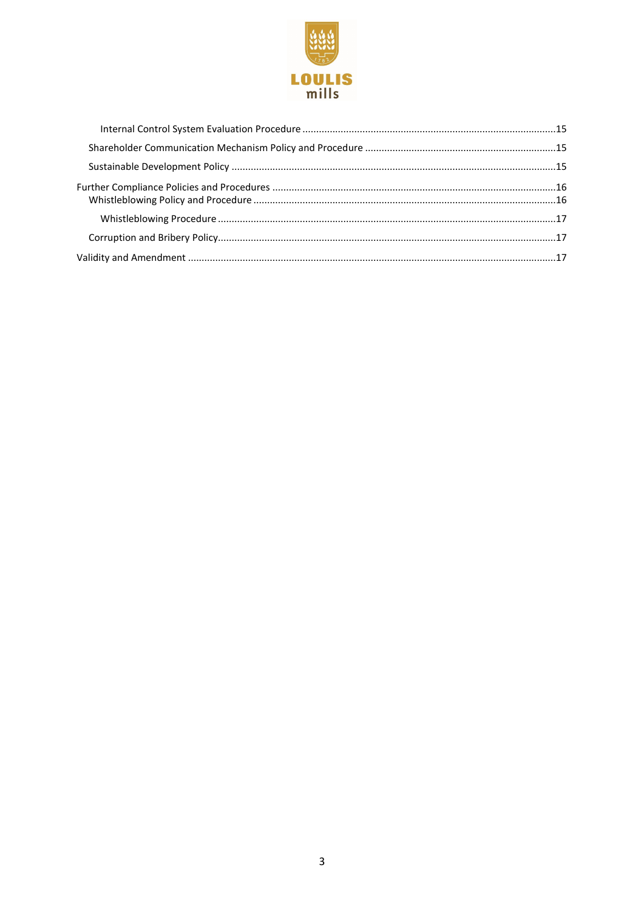- Internal Control System Evaluation Procedure ....15
- Shareholder Communication Mechanism Policy and Procedure ....15
- Sustainable Development Policy ....15

Further Compliance Policies and Procedures ....16
- Whistleblowing Policy and Procedure ....16
  - Whistleblowing Procedure ....17
- Corruption and Bribery Policy....17

Validity and Amendment ....17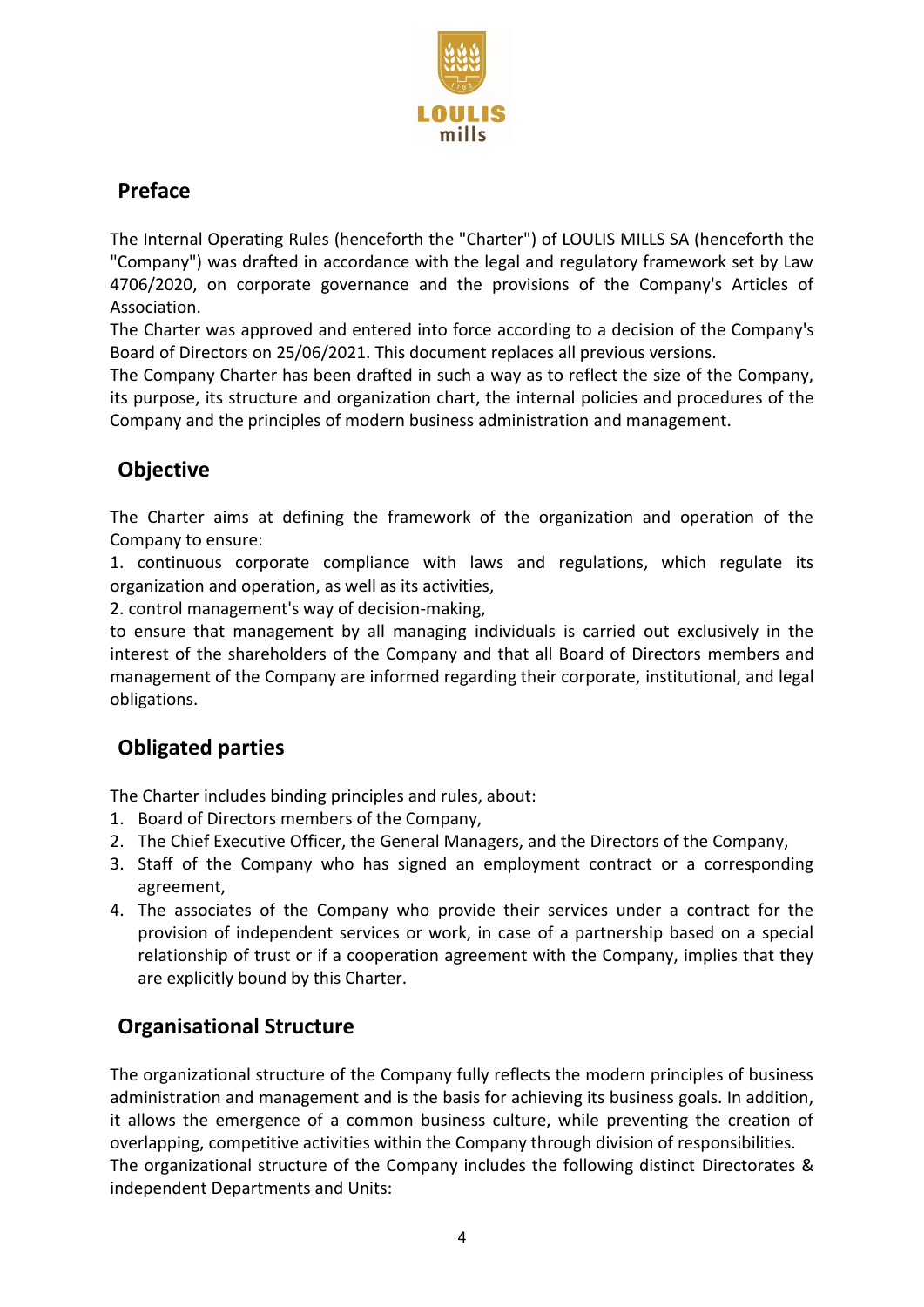## Preface

The Internal Operating Rules (henceforth the "Charter") of LOULIS MILLS SA (henceforth the "Company") was drafted in accordance with the legal and regulatory framework set by Law 4706/2020, on corporate governance and the provisions of the Company's Articles of Association.

The Charter was approved and entered into force according to a decision of the Company's Board of Directors on 25/06/2021. This document replaces all previous versions.

The Company Charter has been drafted in such a way as to reflect the size of the Company, its purpose, its structure and organization chart, the internal policies and procedures of the Company and the principles of modern business administration and management.

## Objective

The Charter aims at defining the framework of the organization and operation of the Company to ensure:

1. continuous corporate compliance with laws and regulations, which regulate its organization and operation, as well as its activities,
2. control management's way of decision-making,

to ensure that management by all managing individuals is carried out exclusively in the interest of the shareholders of the Company and that all Board of Directors members and management of the Company are informed regarding their corporate, institutional, and legal obligations.

## Obligated parties

The Charter includes binding principles and rules, about:

1. Board of Directors members of the Company,
2. The Chief Executive Officer, the General Managers, and the Directors of the Company,
3. Staff of the Company who has signed an employment contract or a corresponding agreement,
4. The associates of the Company who provide their services under a contract for the provision of independent services or work, in case of a partnership based on a special relationship of trust or if a cooperation agreement with the Company, implies that they are explicitly bound by this Charter.

## Organisational Structure

The organizational structure of the Company fully reflects the modern principles of business administration and management and is the basis for achieving its business goals. In addition, it allows the emergence of a common business culture, while preventing the creation of overlapping, competitive activities within the Company through division of responsibilities.

The organizational structure of the Company includes the following distinct Directorates & independent Departments and Units: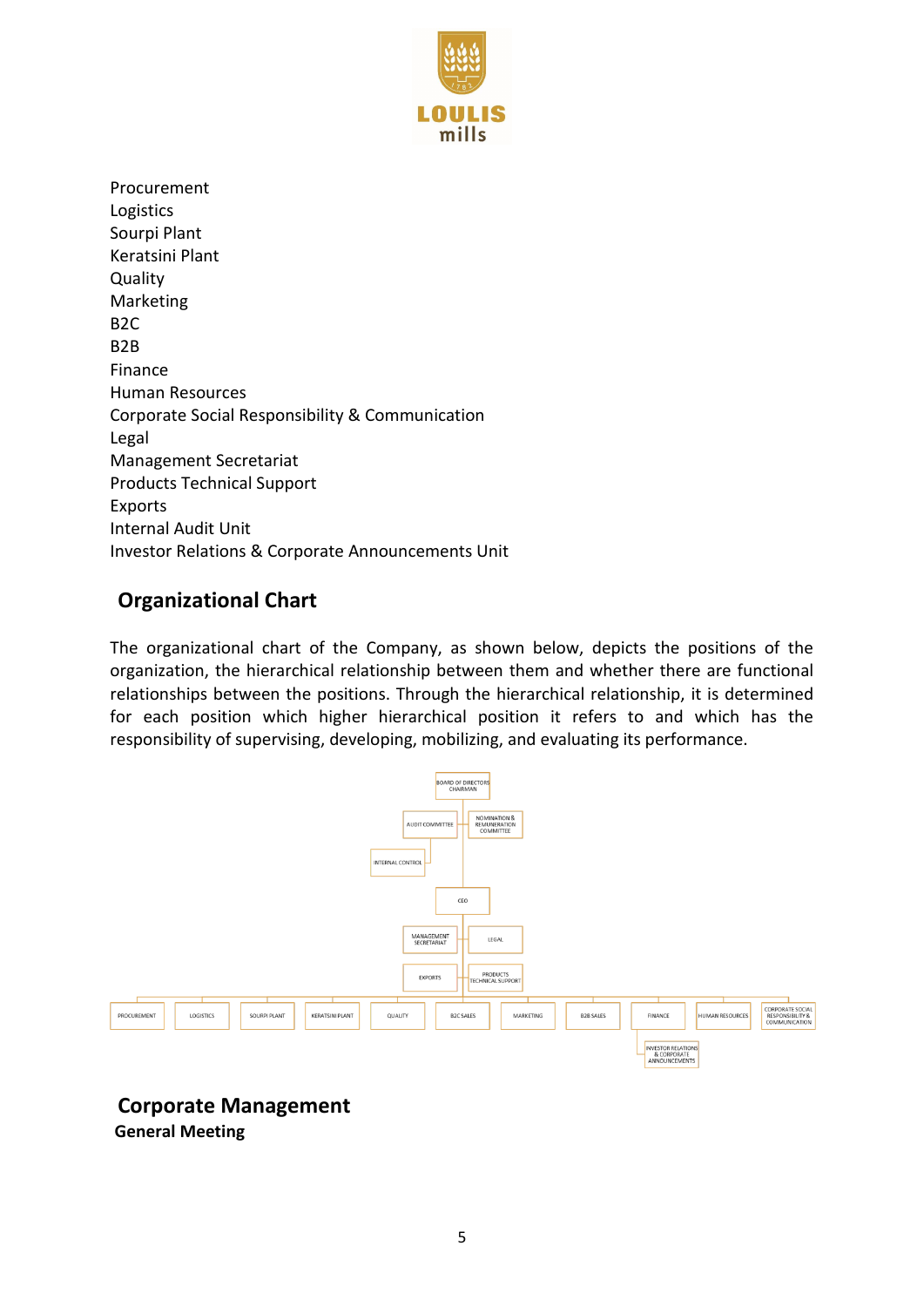Procurement
Logistics
Sourpi Plant
Keratsini Plant
Quality
Marketing
B2C
B2B
Finance
Human Resources
Corporate Social Responsibility & Communication
Legal
Management Secretariat
Products Technical Support
Exports
Internal Audit Unit
Investor Relations & Corporate Announcements Unit

## Organizational Chart

The organizational chart of the Company, as shown below, depicts the positions of the organization, the hierarchical relationship between them and whether there are functional relationships between the positions. Through the hierarchical relationship, it is determined for each position which higher hierarchical position it refers to and which has the responsibility of supervising, developing, mobilizing, and evaluating its performance.

BOARD OF DIRECTORS CHAIRMAN
AUDIT COMMITTEE
NOMINATION & REMUNERATION COMMITTEE
INTERNAL CONTROL
CEO
MANAGEMENT SECRETARIAT
LEGAL
EXPORTS
PRODUCTS TECHNICAL SUPPORT
PROCUREMENT
LOGISTICS
SOURPI PLANT
KERATSINI PLANT
QUALITY
B2C SALES
MARKETING
B2B SALES
FINANCE
HUMAN RESOURCES
CORPORATE SOCIAL RESPONSIBILITY & COMMUNICATION
INVESTOR RELATIONS & CORPORATE ANNOUNCEMENTS

## Corporate Management

### General Meeting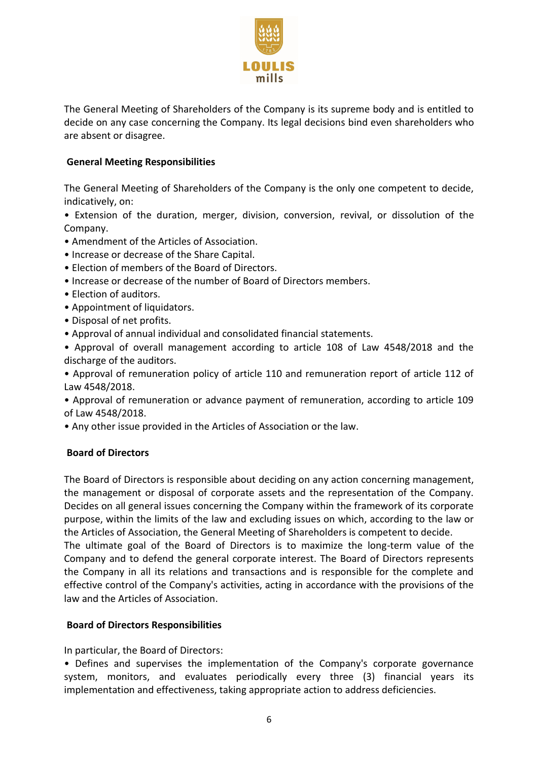The General Meeting of Shareholders of the Company is its supreme body and is entitled to decide on any case concerning the Company. Its legal decisions bind even shareholders who are absent or disagree.

**General Meeting Responsibilities**

The General Meeting of Shareholders of the Company is the only one competent to decide, indicatively, on:

- Extension of the duration, merger, division, conversion, revival, or dissolution of the Company.
- Amendment of the Articles of Association.
- Increase or decrease of the Share Capital.
- Election of members of the Board of Directors.
- Increase or decrease of the number of Board of Directors members.
- Election of auditors.
- Appointment of liquidators.
- Disposal of net profits.
- Approval of annual individual and consolidated financial statements.
- Approval of overall management according to article 108 of Law 4548/2018 and the discharge of the auditors.
- Approval of remuneration policy of article 110 and remuneration report of article 112 of Law 4548/2018.
- Approval of remuneration or advance payment of remuneration, according to article 109 of Law 4548/2018.
- Any other issue provided in the Articles of Association or the law.

**Board of Directors**

The Board of Directors is responsible about deciding on any action concerning management, the management or disposal of corporate assets and the representation of the Company. Decides on all general issues concerning the Company within the framework of its corporate purpose, within the limits of the law and excluding issues on which, according to the law or the Articles of Association, the General Meeting of Shareholders is competent to decide.

The ultimate goal of the Board of Directors is to maximize the long-term value of the Company and to defend the general corporate interest. The Board of Directors represents the Company in all its relations and transactions and is responsible for the complete and effective control of the Company's activities, acting in accordance with the provisions of the law and the Articles of Association.

**Board of Directors Responsibilities**

In particular, the Board of Directors:

- Defines and supervises the implementation of the Company's corporate governance system, monitors, and evaluates periodically every three (3) financial years its implementation and effectiveness, taking appropriate action to address deficiencies.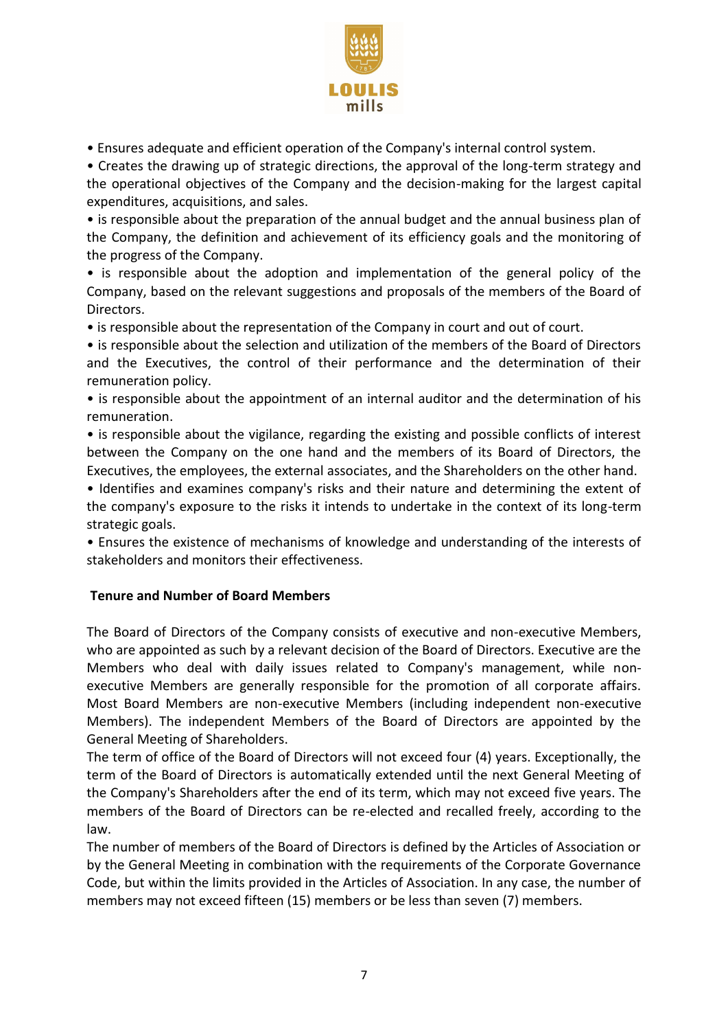- Ensures adequate and efficient operation of the Company's internal control system.
- Creates the drawing up of strategic directions, the approval of the long-term strategy and the operational objectives of the Company and the decision-making for the largest capital expenditures, acquisitions, and sales.
- is responsible about the preparation of the annual budget and the annual business plan of the Company, the definition and achievement of its efficiency goals and the monitoring of the progress of the Company.
- is responsible about the adoption and implementation of the general policy of the Company, based on the relevant suggestions and proposals of the members of the Board of Directors.
- is responsible about the representation of the Company in court and out of court.
- is responsible about the selection and utilization of the members of the Board of Directors and the Executives, the control of their performance and the determination of their remuneration policy.
- is responsible about the appointment of an internal auditor and the determination of his remuneration.
- is responsible about the vigilance, regarding the existing and possible conflicts of interest between the Company on the one hand and the members of its Board of Directors, the Executives, the employees, the external associates, and the Shareholders on the other hand.
- Identifies and examines company's risks and their nature and determining the extent of the company's exposure to the risks it intends to undertake in the context of its long-term strategic goals.
- Ensures the existence of mechanisms of knowledge and understanding of the interests of stakeholders and monitors their effectiveness.

**Tenure and Number of Board Members**

The Board of Directors of the Company consists of executive and non-executive Members, who are appointed as such by a relevant decision of the Board of Directors. Executive are the Members who deal with daily issues related to Company's management, while non-executive Members are generally responsible for the promotion of all corporate affairs. Most Board Members are non-executive Members (including independent non-executive Members). The independent Members of the Board of Directors are appointed by the General Meeting of Shareholders.

The term of office of the Board of Directors will not exceed four (4) years. Exceptionally, the term of the Board of Directors is automatically extended until the next General Meeting of the Company's Shareholders after the end of its term, which may not exceed five years. The members of the Board of Directors can be re-elected and recalled freely, according to the law.

The number of members of the Board of Directors is defined by the Articles of Association or by the General Meeting in combination with the requirements of the Corporate Governance Code, but within the limits provided in the Articles of Association. In any case, the number of members may not exceed fifteen (15) members or be less than seven (7) members.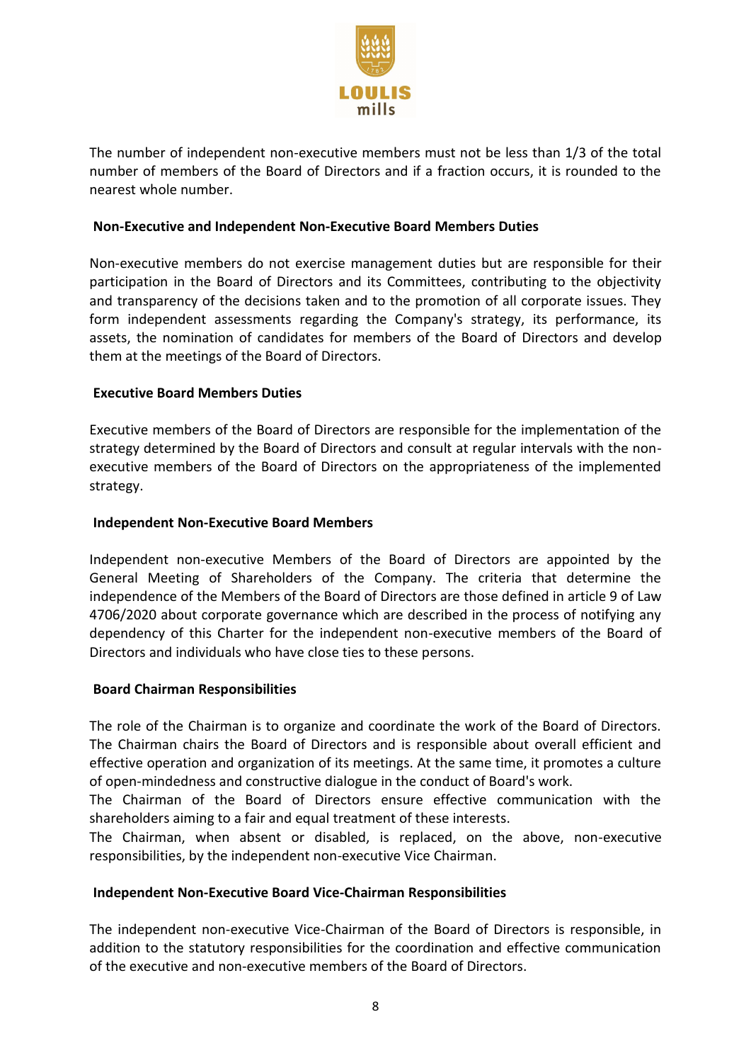The number of independent non-executive members must not be less than 1/3 of the total number of members of the Board of Directors and if a fraction occurs, it is rounded to the nearest whole number.

**Non-Executive and Independent Non-Executive Board Members Duties**

Non-executive members do not exercise management duties but are responsible for their participation in the Board of Directors and its Committees, contributing to the objectivity and transparency of the decisions taken and to the promotion of all corporate issues. They form independent assessments regarding the Company's strategy, its performance, its assets, the nomination of candidates for members of the Board of Directors and develop them at the meetings of the Board of Directors.

**Executive Board Members Duties**

Executive members of the Board of Directors are responsible for the implementation of the strategy determined by the Board of Directors and consult at regular intervals with the non-executive members of the Board of Directors on the appropriateness of the implemented strategy.

**Independent Non-Executive Board Members**

Independent non-executive Members of the Board of Directors are appointed by the General Meeting of Shareholders of the Company. The criteria that determine the independence of the Members of the Board of Directors are those defined in article 9 of Law 4706/2020 about corporate governance which are described in the process of notifying any dependency of this Charter for the independent non-executive members of the Board of Directors and individuals who have close ties to these persons.

**Board Chairman Responsibilities**

The role of the Chairman is to organize and coordinate the work of the Board of Directors. The Chairman chairs the Board of Directors and is responsible about overall efficient and effective operation and organization of its meetings. At the same time, it promotes a culture of open-mindedness and constructive dialogue in the conduct of Board's work.
The Chairman of the Board of Directors ensure effective communication with the shareholders aiming to a fair and equal treatment of these interests.
The Chairman, when absent or disabled, is replaced, on the above, non-executive responsibilities, by the independent non-executive Vice Chairman.

**Independent Non-Executive Board Vice-Chairman Responsibilities**

The independent non-executive Vice-Chairman of the Board of Directors is responsible, in addition to the statutory responsibilities for the coordination and effective communication of the executive and non-executive members of the Board of Directors.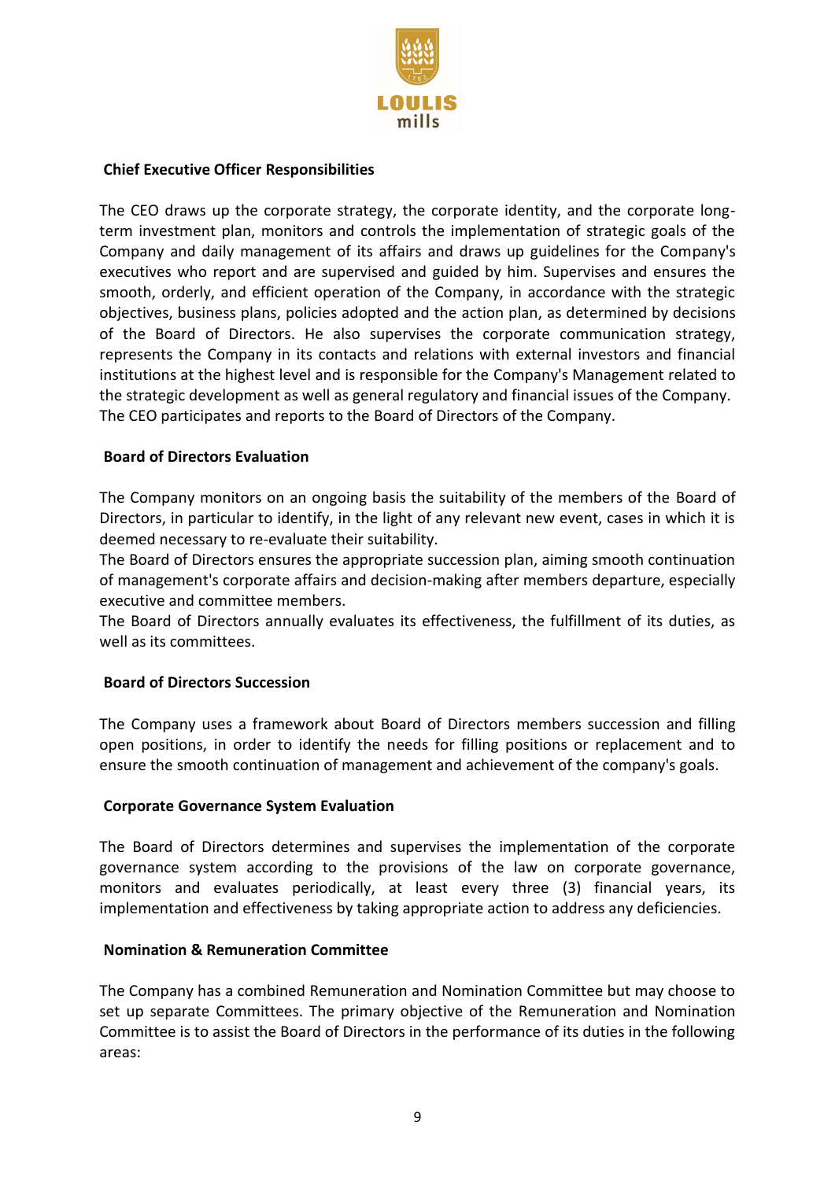### Chief Executive Officer Responsibilities

The CEO draws up the corporate strategy, the corporate identity, and the corporate long-term investment plan, monitors and controls the implementation of strategic goals of the Company and daily management of its affairs and draws up guidelines for the Company's executives who report and are supervised and guided by him. Supervises and ensures the smooth, orderly, and efficient operation of the Company, in accordance with the strategic objectives, business plans, policies adopted and the action plan, as determined by decisions of the Board of Directors. He also supervises the corporate communication strategy, represents the Company in its contacts and relations with external investors and financial institutions at the highest level and is responsible for the Company's Management related to the strategic development as well as general regulatory and financial issues of the Company. The CEO participates and reports to the Board of Directors of the Company.

### Board of Directors Evaluation

The Company monitors on an ongoing basis the suitability of the members of the Board of Directors, in particular to identify, in the light of any relevant new event, cases in which it is deemed necessary to re-evaluate their suitability.

The Board of Directors ensures the appropriate succession plan, aiming smooth continuation of management's corporate affairs and decision-making after members departure, especially executive and committee members.

The Board of Directors annually evaluates its effectiveness, the fulfillment of its duties, as well as its committees.

### Board of Directors Succession

The Company uses a framework about Board of Directors members succession and filling open positions, in order to identify the needs for filling positions or replacement and to ensure the smooth continuation of management and achievement of the company's goals.

### Corporate Governance System Evaluation

The Board of Directors determines and supervises the implementation of the corporate governance system according to the provisions of the law on corporate governance, monitors and evaluates periodically, at least every three (3) financial years, its implementation and effectiveness by taking appropriate action to address any deficiencies.

### Nomination & Remuneration Committee

The Company has a combined Remuneration and Nomination Committee but may choose to set up separate Committees. The primary objective of the Remuneration and Nomination Committee is to assist the Board of Directors in the performance of its duties in the following areas: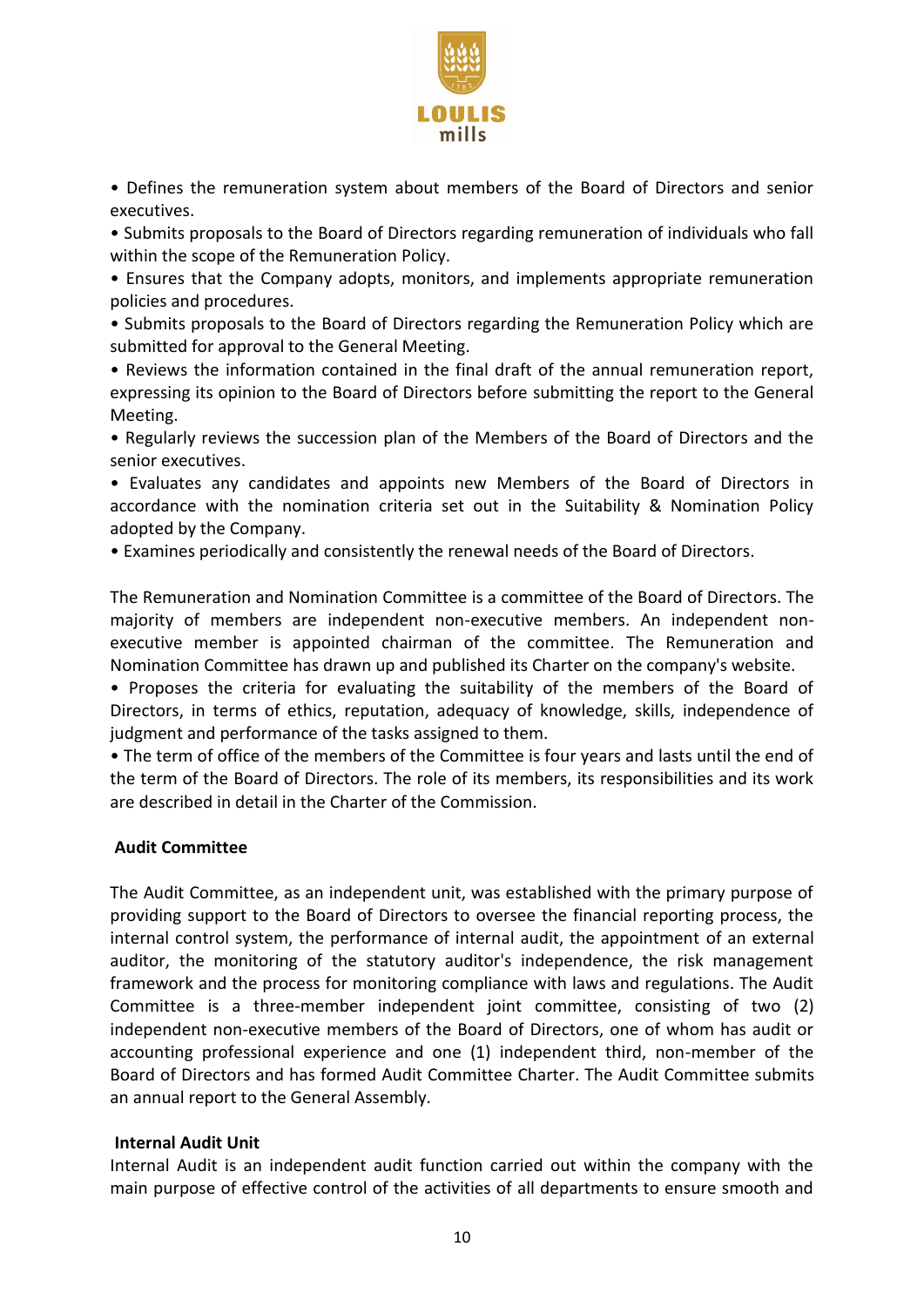• Defines the remuneration system about members of the Board of Directors and senior executives.

• Submits proposals to the Board of Directors regarding remuneration of individuals who fall within the scope of the Remuneration Policy.

• Ensures that the Company adopts, monitors, and implements appropriate remuneration policies and procedures.

• Submits proposals to the Board of Directors regarding the Remuneration Policy which are submitted for approval to the General Meeting.

• Reviews the information contained in the final draft of the annual remuneration report, expressing its opinion to the Board of Directors before submitting the report to the General Meeting.

• Regularly reviews the succession plan of the Members of the Board of Directors and the senior executives.

• Evaluates any candidates and appoints new Members of the Board of Directors in accordance with the nomination criteria set out in the Suitability & Nomination Policy adopted by the Company.

• Examines periodically and consistently the renewal needs of the Board of Directors.

The Remuneration and Nomination Committee is a committee of the Board of Directors. The majority of members are independent non-executive members. An independent non-executive member is appointed chairman of the committee. The Remuneration and Nomination Committee has drawn up and published its Charter on the company's website.

• Proposes the criteria for evaluating the suitability of the members of the Board of Directors, in terms of ethics, reputation, adequacy of knowledge, skills, independence of judgment and performance of the tasks assigned to them.

• The term of office of the members of the Committee is four years and lasts until the end of the term of the Board of Directors. The role of its members, its responsibilities and its work are described in detail in the Charter of the Commission.

**Audit Committee**

The Audit Committee, as an independent unit, was established with the primary purpose of providing support to the Board of Directors to oversee the financial reporting process, the internal control system, the performance of internal audit, the appointment of an external auditor, the monitoring of the statutory auditor's independence, the risk management framework and the process for monitoring compliance with laws and regulations. The Audit Committee is a three-member independent joint committee, consisting of two (2) independent non-executive members of the Board of Directors, one of whom has audit or accounting professional experience and one (1) independent third, non-member of the Board of Directors and has formed Audit Committee Charter. The Audit Committee submits an annual report to the General Assembly.

**Internal Audit Unit**

Internal Audit is an independent audit function carried out within the company with the main purpose of effective control of the activities of all departments to ensure smooth and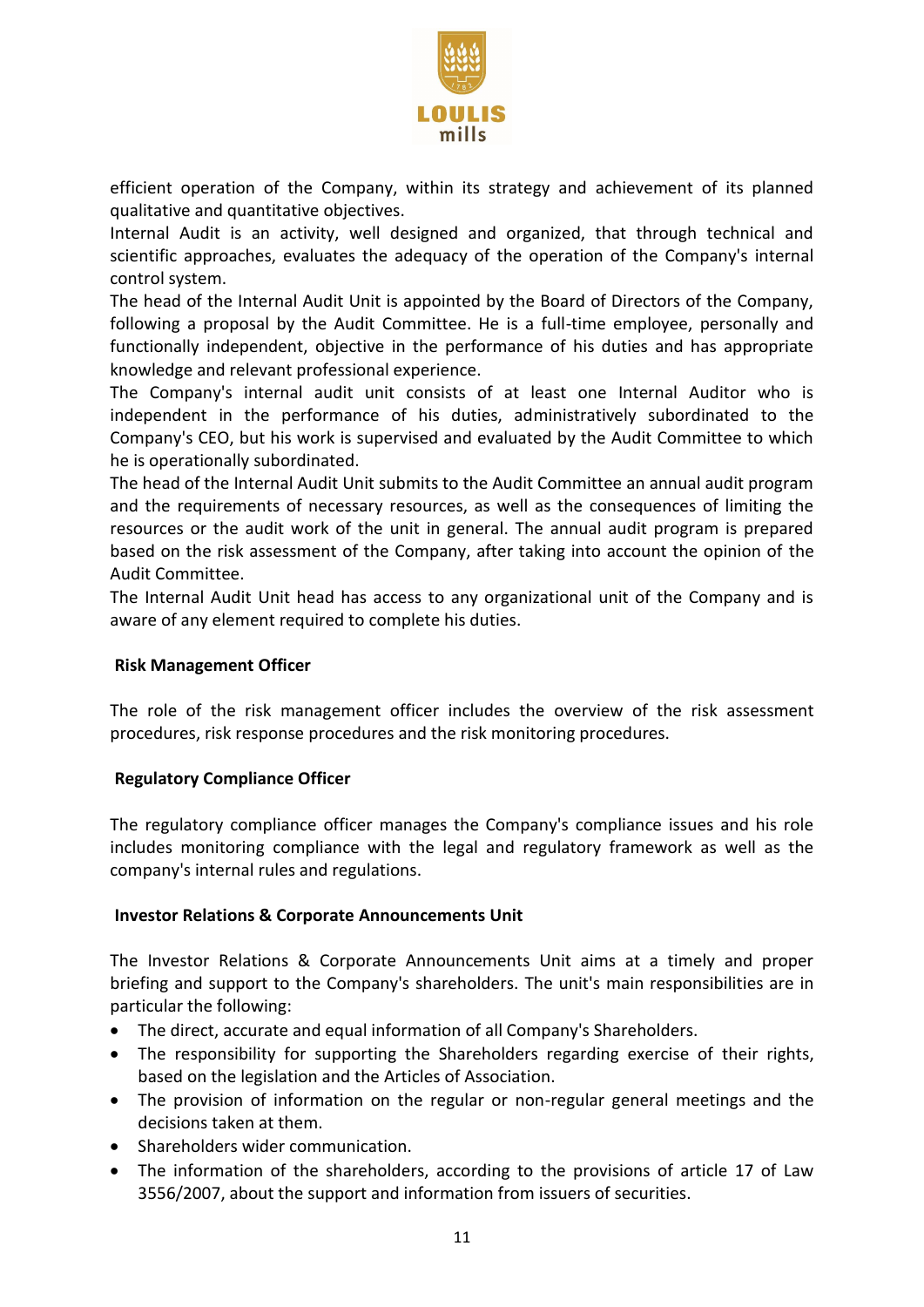efficient operation of the Company, within its strategy and achievement of its planned qualitative and quantitative objectives.

Internal Audit is an activity, well designed and organized, that through technical and scientific approaches, evaluates the adequacy of the operation of the Company's internal control system.

The head of the Internal Audit Unit is appointed by the Board of Directors of the Company, following a proposal by the Audit Committee. He is a full-time employee, personally and functionally independent, objective in the performance of his duties and has appropriate knowledge and relevant professional experience.

The Company's internal audit unit consists of at least one Internal Auditor who is independent in the performance of his duties, administratively subordinated to the Company's CEO, but his work is supervised and evaluated by the Audit Committee to which he is operationally subordinated.

The head of the Internal Audit Unit submits to the Audit Committee an annual audit program and the requirements of necessary resources, as well as the consequences of limiting the resources or the audit work of the unit in general. The annual audit program is prepared based on the risk assessment of the Company, after taking into account the opinion of the Audit Committee.

The Internal Audit Unit head has access to any organizational unit of the Company and is aware of any element required to complete his duties.

**Risk Management Officer**

The role of the risk management officer includes the overview of the risk assessment procedures, risk response procedures and the risk monitoring procedures.

**Regulatory Compliance Officer**

The regulatory compliance officer manages the Company's compliance issues and his role includes monitoring compliance with the legal and regulatory framework as well as the company's internal rules and regulations.

**Investor Relations & Corporate Announcements Unit**

The Investor Relations & Corporate Announcements Unit aims at a timely and proper briefing and support to the Company's shareholders. The unit's main responsibilities are in particular the following:

- The direct, accurate and equal information of all Company's Shareholders.
- The responsibility for supporting the Shareholders regarding exercise of their rights, based on the legislation and the Articles of Association.
- The provision of information on the regular or non-regular general meetings and the decisions taken at them.
- Shareholders wider communication.
- The information of the shareholders, according to the provisions of article 17 of Law 3556/2007, about the support and information from issuers of securities.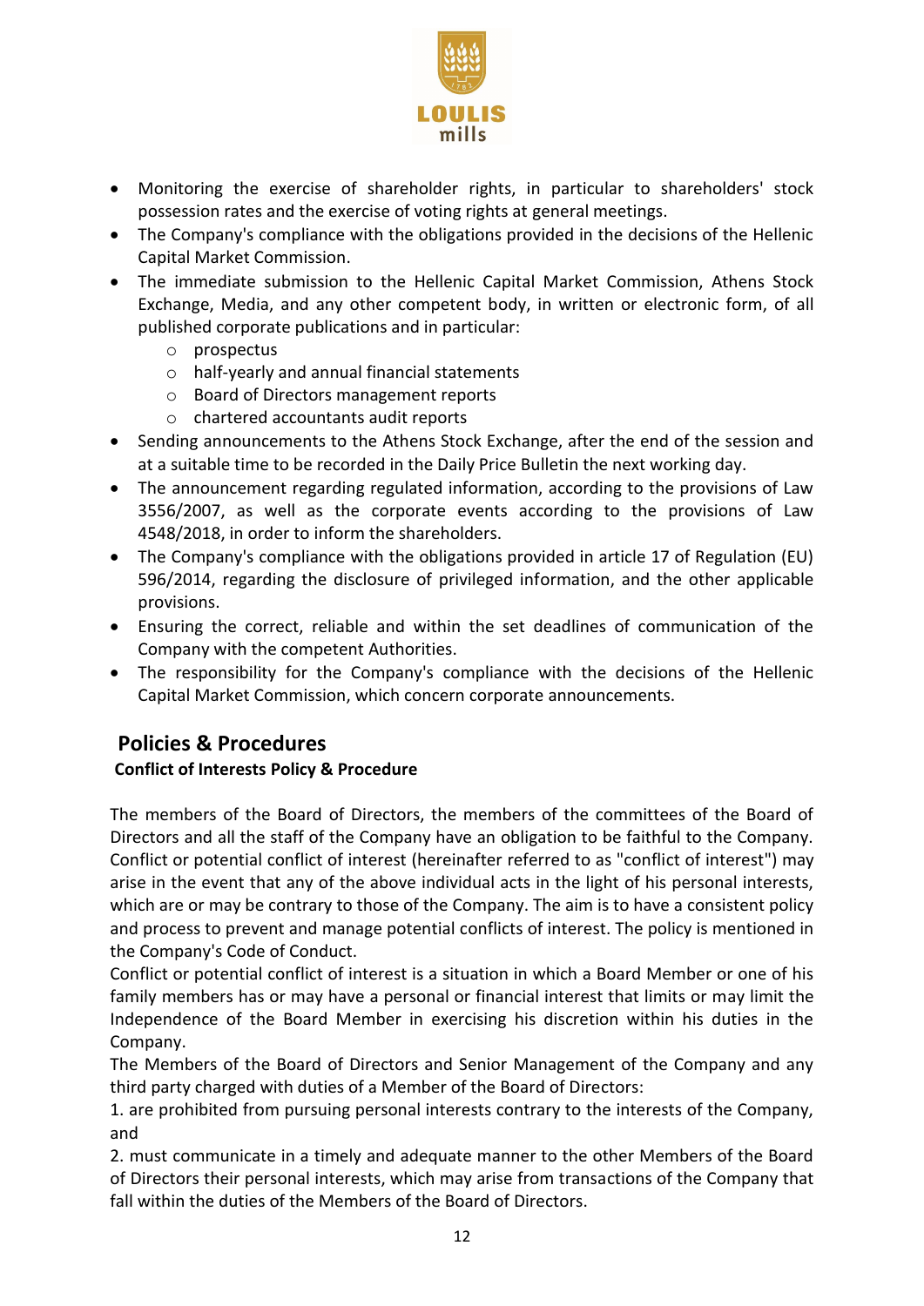- Monitoring the exercise of shareholder rights, in particular to shareholders' stock possession rates and the exercise of voting rights at general meetings.
- The Company's compliance with the obligations provided in the decisions of the Hellenic Capital Market Commission.
- The immediate submission to the Hellenic Capital Market Commission, Athens Stock Exchange, Media, and any other competent body, in written or electronic form, of all published corporate publications and in particular:
  - prospectus
  - half-yearly and annual financial statements
  - Board of Directors management reports
  - chartered accountants audit reports
- Sending announcements to the Athens Stock Exchange, after the end of the session and at a suitable time to be recorded in the Daily Price Bulletin the next working day.
- The announcement regarding regulated information, according to the provisions of Law 3556/2007, as well as the corporate events according to the provisions of Law 4548/2018, in order to inform the shareholders.
- The Company's compliance with the obligations provided in article 17 of Regulation (EU) 596/2014, regarding the disclosure of privileged information, and the other applicable provisions.
- Ensuring the correct, reliable and within the set deadlines of communication of the Company with the competent Authorities.
- The responsibility for the Company's compliance with the decisions of the Hellenic Capital Market Commission, which concern corporate announcements.

## Policies & Procedures

### Conflict of Interests Policy & Procedure

The members of the Board of Directors, the members of the committees of the Board of Directors and all the staff of the Company have an obligation to be faithful to the Company. Conflict or potential conflict of interest (hereinafter referred to as "conflict of interest") may arise in the event that any of the above individual acts in the light of his personal interests, which are or may be contrary to those of the Company. The aim is to have a consistent policy and process to prevent and manage potential conflicts of interest. The policy is mentioned in the Company's Code of Conduct.

Conflict or potential conflict of interest is a situation in which a Board Member or one of his family members has or may have a personal or financial interest that limits or may limit the Independence of the Board Member in exercising his discretion within his duties in the Company.

The Members of the Board of Directors and Senior Management of the Company and any third party charged with duties of a Member of the Board of Directors:

1. are prohibited from pursuing personal interests contrary to the interests of the Company, and

2. must communicate in a timely and adequate manner to the other Members of the Board of Directors their personal interests, which may arise from transactions of the Company that fall within the duties of the Members of the Board of Directors.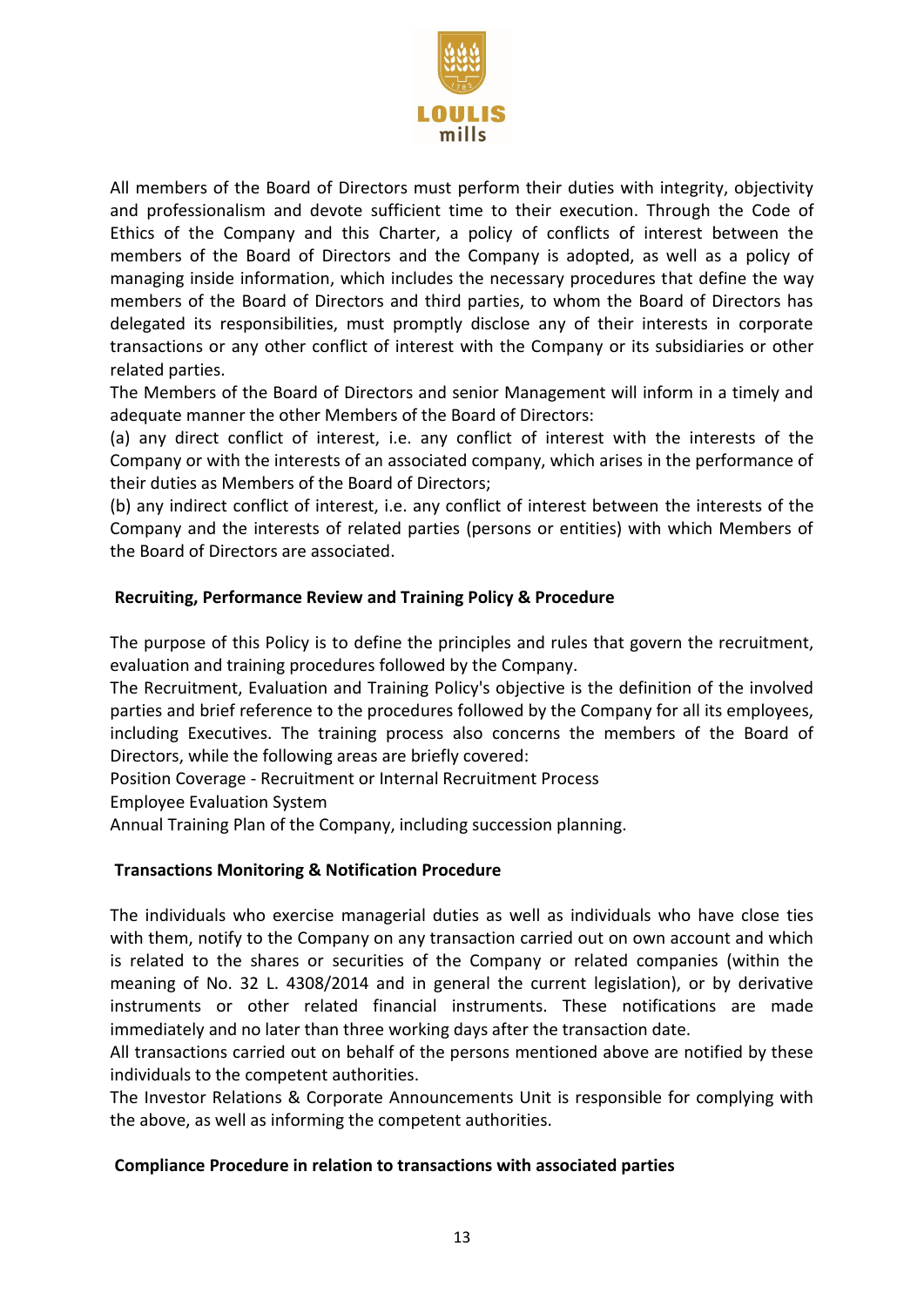All members of the Board of Directors must perform their duties with integrity, objectivity and professionalism and devote sufficient time to their execution. Through the Code of Ethics of the Company and this Charter, a policy of conflicts of interest between the members of the Board of Directors and the Company is adopted, as well as a policy of managing inside information, which includes the necessary procedures that define the way members of the Board of Directors and third parties, to whom the Board of Directors has delegated its responsibilities, must promptly disclose any of their interests in corporate transactions or any other conflict of interest with the Company or its subsidiaries or other related parties.

The Members of the Board of Directors and senior Management will inform in a timely and adequate manner the other Members of the Board of Directors:

(a) any direct conflict of interest, i.e. any conflict of interest with the interests of the Company or with the interests of an associated company, which arises in the performance of their duties as Members of the Board of Directors;

(b) any indirect conflict of interest, i.e. any conflict of interest between the interests of the Company and the interests of related parties (persons or entities) with which Members of the Board of Directors are associated.

**Recruiting, Performance Review and Training Policy & Procedure**

The purpose of this Policy is to define the principles and rules that govern the recruitment, evaluation and training procedures followed by the Company.

The Recruitment, Evaluation and Training Policy's objective is the definition of the involved parties and brief reference to the procedures followed by the Company for all its employees, including Executives. The training process also concerns the members of the Board of Directors, while the following areas are briefly covered:

Position Coverage - Recruitment or Internal Recruitment Process

Employee Evaluation System

Annual Training Plan of the Company, including succession planning.

**Transactions Monitoring & Notification Procedure**

The individuals who exercise managerial duties as well as individuals who have close ties with them, notify to the Company on any transaction carried out on own account and which is related to the shares or securities of the Company or related companies (within the meaning of No. 32 L. 4308/2014 and in general the current legislation), or by derivative instruments or other related financial instruments. These notifications are made immediately and no later than three working days after the transaction date.

All transactions carried out on behalf of the persons mentioned above are notified by these individuals to the competent authorities.

The Investor Relations & Corporate Announcements Unit is responsible for complying with the above, as well as informing the competent authorities.

**Compliance Procedure in relation to transactions with associated parties**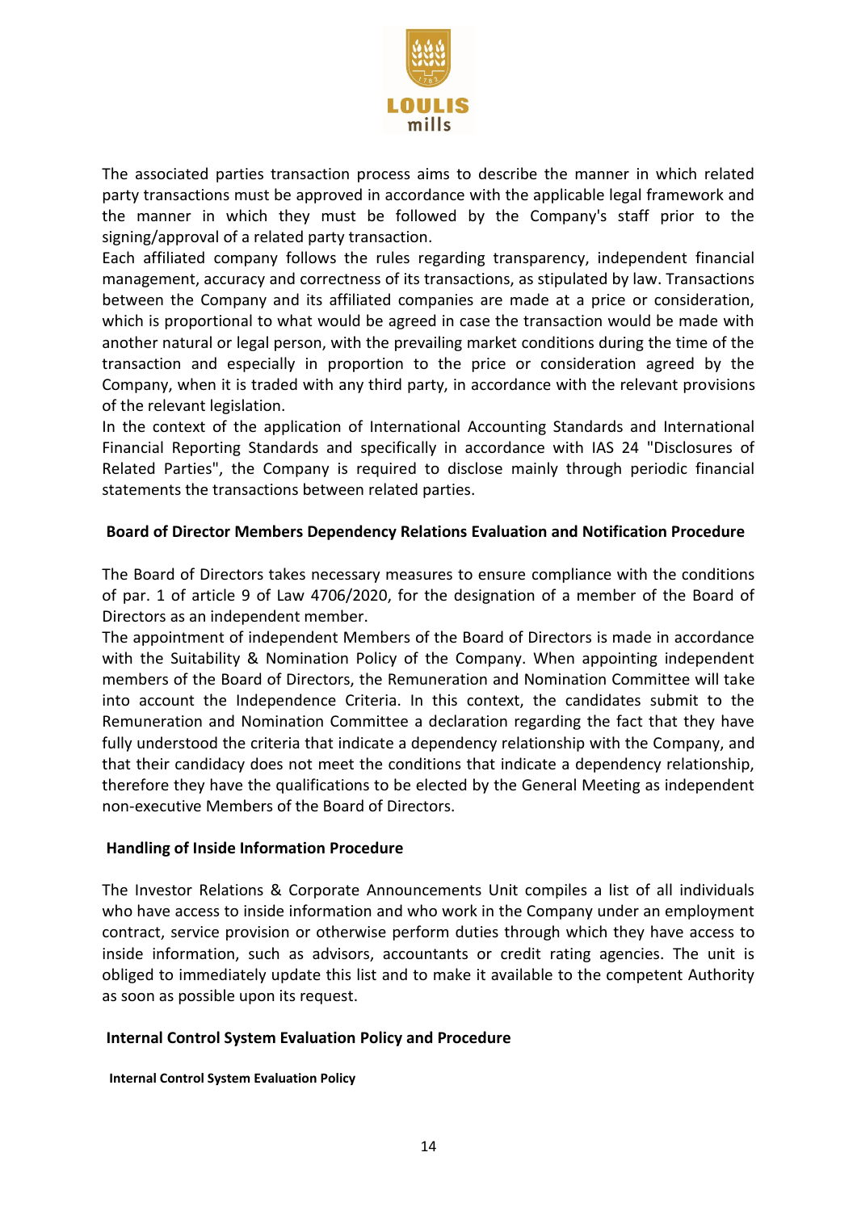The associated parties transaction process aims to describe the manner in which related party transactions must be approved in accordance with the applicable legal framework and the manner in which they must be followed by the Company's staff prior to the signing/approval of a related party transaction.

Each affiliated company follows the rules regarding transparency, independent financial management, accuracy and correctness of its transactions, as stipulated by law. Transactions between the Company and its affiliated companies are made at a price or consideration, which is proportional to what would be agreed in case the transaction would be made with another natural or legal person, with the prevailing market conditions during the time of the transaction and especially in proportion to the price or consideration agreed by the Company, when it is traded with any third party, in accordance with the relevant provisions of the relevant legislation.

In the context of the application of International Accounting Standards and International Financial Reporting Standards and specifically in accordance with IAS 24 "Disclosures of Related Parties", the Company is required to disclose mainly through periodic financial statements the transactions between related parties.

## Board of Director Members Dependency Relations Evaluation and Notification Procedure

The Board of Directors takes necessary measures to ensure compliance with the conditions of par. 1 of article 9 of Law 4706/2020, for the designation of a member of the Board of Directors as an independent member.

The appointment of independent Members of the Board of Directors is made in accordance with the Suitability & Nomination Policy of the Company. When appointing independent members of the Board of Directors, the Remuneration and Nomination Committee will take into account the Independence Criteria. In this context, the candidates submit to the Remuneration and Nomination Committee a declaration regarding the fact that they have fully understood the criteria that indicate a dependency relationship with the Company, and that their candidacy does not meet the conditions that indicate a dependency relationship, therefore they have the qualifications to be elected by the General Meeting as independent non-executive Members of the Board of Directors.

## Handling of Inside Information Procedure

The Investor Relations & Corporate Announcements Unit compiles a list of all individuals who have access to inside information and who work in the Company under an employment contract, service provision or otherwise perform duties through which they have access to inside information, such as advisors, accountants or credit rating agencies. The unit is obliged to immediately update this list and to make it available to the competent Authority as soon as possible upon its request.

## Internal Control System Evaluation Policy and Procedure

### Internal Control System Evaluation Policy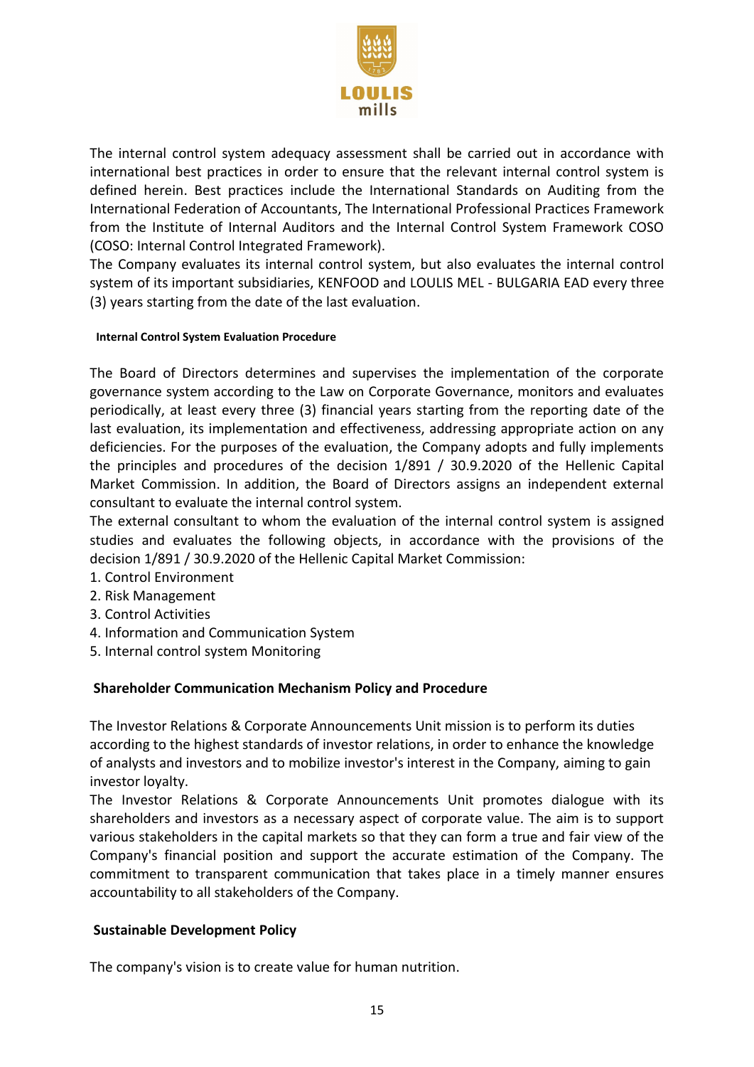The internal control system adequacy assessment shall be carried out in accordance with international best practices in order to ensure that the relevant internal control system is defined herein. Best practices include the International Standards on Auditing from the International Federation of Accountants, The International Professional Practices Framework from the Institute of Internal Auditors and the Internal Control System Framework COSO (COSO: Internal Control Integrated Framework).

The Company evaluates its internal control system, but also evaluates the internal control system of its important subsidiaries, KENFOOD and LOULIS MEL - BULGARIA EAD every three (3) years starting from the date of the last evaluation.

#### Internal Control System Evaluation Procedure

The Board of Directors determines and supervises the implementation of the corporate governance system according to the Law on Corporate Governance, monitors and evaluates periodically, at least every three (3) financial years starting from the reporting date of the last evaluation, its implementation and effectiveness, addressing appropriate action on any deficiencies. For the purposes of the evaluation, the Company adopts and fully implements the principles and procedures of the decision 1/891 / 30.9.2020 of the Hellenic Capital Market Commission. In addition, the Board of Directors assigns an independent external consultant to evaluate the internal control system.

The external consultant to whom the evaluation of the internal control system is assigned studies and evaluates the following objects, in accordance with the provisions of the decision 1/891 / 30.9.2020 of the Hellenic Capital Market Commission:

1. Control Environment
2. Risk Management
3. Control Activities
4. Information and Communication System
5. Internal control system Monitoring

### Shareholder Communication Mechanism Policy and Procedure

The Investor Relations & Corporate Announcements Unit mission is to perform its duties according to the highest standards of investor relations, in order to enhance the knowledge of analysts and investors and to mobilize investor's interest in the Company, aiming to gain investor loyalty.

The Investor Relations & Corporate Announcements Unit promotes dialogue with its shareholders and investors as a necessary aspect of corporate value. The aim is to support various stakeholders in the capital markets so that they can form a true and fair view of the Company's financial position and support the accurate estimation of the Company. The commitment to transparent communication that takes place in a timely manner ensures accountability to all stakeholders of the Company.

### Sustainable Development Policy

The company's vision is to create value for human nutrition.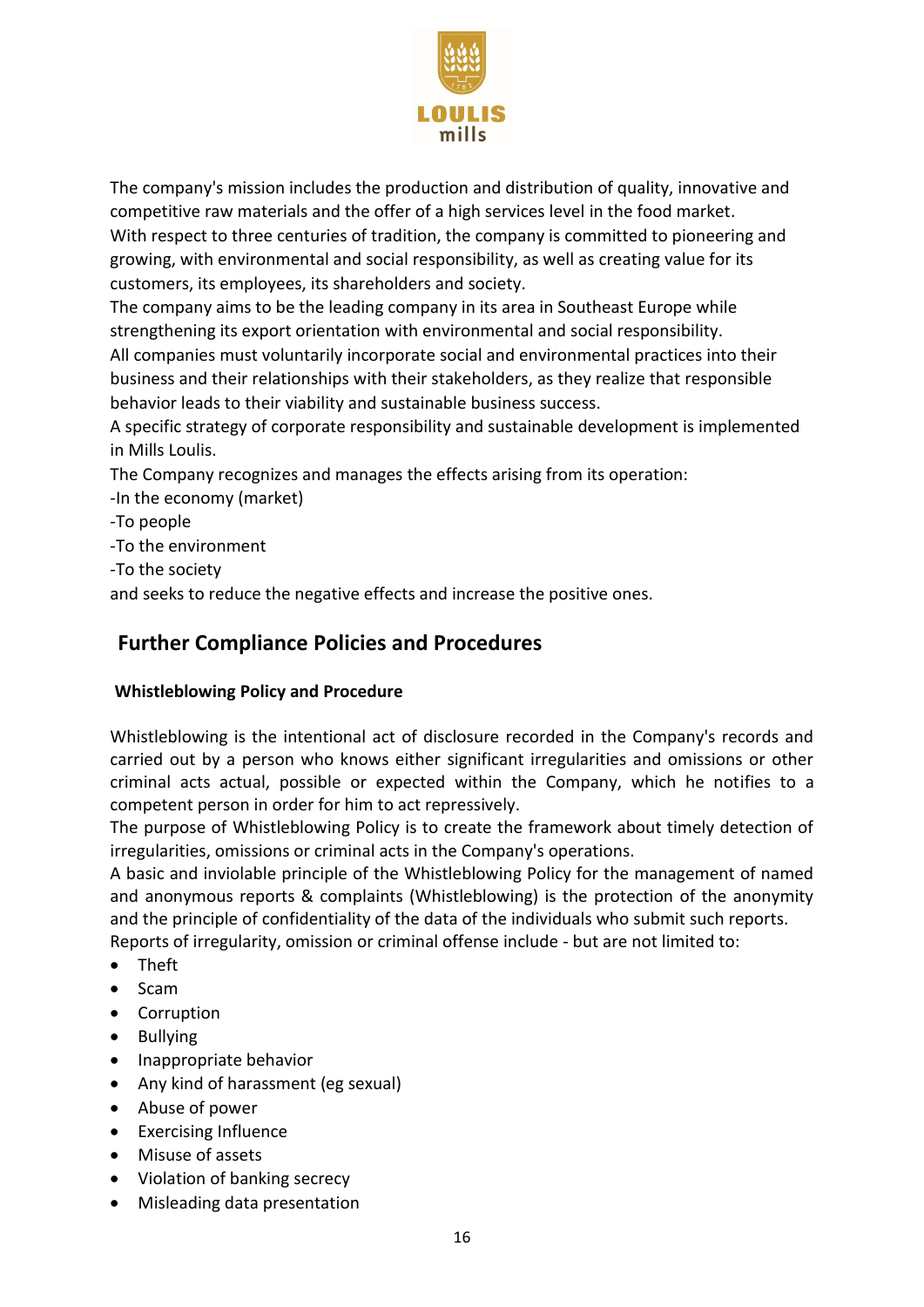The company's mission includes the production and distribution of quality, innovative and competitive raw materials and the offer of a high services level in the food market.
With respect to three centuries of tradition, the company is committed to pioneering and growing, with environmental and social responsibility, as well as creating value for its customers, its employees, its shareholders and society.
The company aims to be the leading company in its area in Southeast Europe while strengthening its export orientation with environmental and social responsibility.
All companies must voluntarily incorporate social and environmental practices into their business and their relationships with their stakeholders, as they realize that responsible behavior leads to their viability and sustainable business success.
A specific strategy of corporate responsibility and sustainable development is implemented in Mills Loulis.
The Company recognizes and manages the effects arising from its operation:
-In the economy (market)
-To people
-To the environment
-To the society
and seeks to reduce the negative effects and increase the positive ones.

## Further Compliance Policies and Procedures

### Whistleblowing Policy and Procedure

Whistleblowing is the intentional act of disclosure recorded in the Company's records and carried out by a person who knows either significant irregularities and omissions or other criminal acts actual, possible or expected within the Company, which he notifies to a competent person in order for him to act repressively.
The purpose of Whistleblowing Policy is to create the framework about timely detection of irregularities, omissions or criminal acts in the Company's operations.
A basic and inviolable principle of the Whistleblowing Policy for the management of named and anonymous reports & complaints (Whistleblowing) is the protection of the anonymity and the principle of confidentiality of the data of the individuals who submit such reports.
Reports of irregularity, omission or criminal offense include - but are not limited to:

- Theft
- Scam
- Corruption
- Bullying
- Inappropriate behavior
- Any kind of harassment (eg sexual)
- Abuse of power
- Exercising Influence
- Misuse of assets
- Violation of banking secrecy
- Misleading data presentation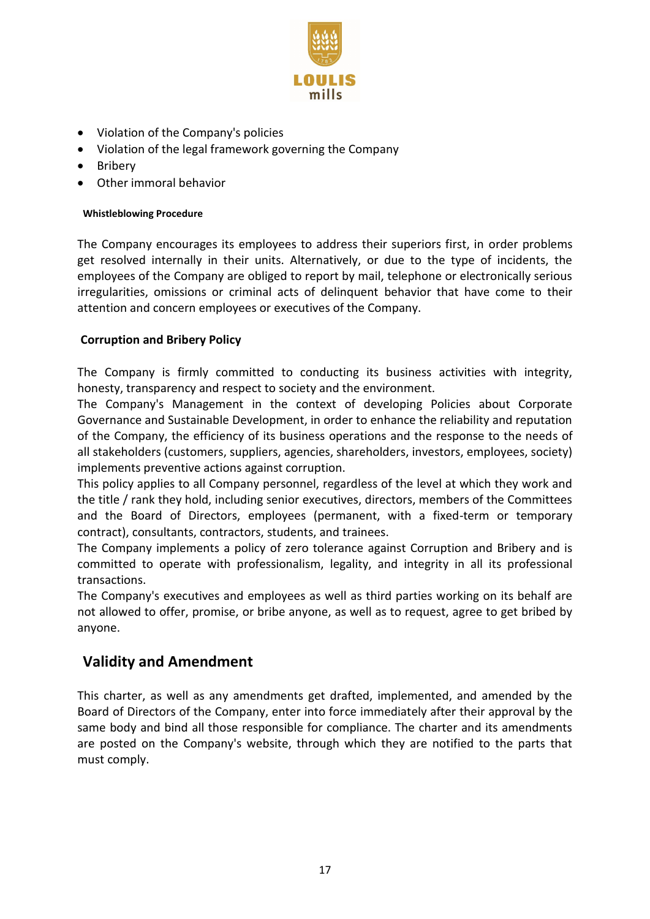- Violation of the Company's policies
- Violation of the legal framework governing the Company
- Bribery
- Other immoral behavior

#### Whistleblowing Procedure

The Company encourages its employees to address their superiors first, in order problems get resolved internally in their units. Alternatively, or due to the type of incidents, the employees of the Company are obliged to report by mail, telephone or electronically serious irregularities, omissions or criminal acts of delinquent behavior that have come to their attention and concern employees or executives of the Company.

### Corruption and Bribery Policy

The Company is firmly committed to conducting its business activities with integrity, honesty, transparency and respect to society and the environment.
The Company's Management in the context of developing Policies about Corporate Governance and Sustainable Development, in order to enhance the reliability and reputation of the Company, the efficiency of its business operations and the response to the needs of all stakeholders (customers, suppliers, agencies, shareholders, investors, employees, society) implements preventive actions against corruption.
This policy applies to all Company personnel, regardless of the level at which they work and the title / rank they hold, including senior executives, directors, members of the Committees and the Board of Directors, employees (permanent, with a fixed-term or temporary contract), consultants, contractors, students, and trainees.
The Company implements a policy of zero tolerance against Corruption and Bribery and is committed to operate with professionalism, legality, and integrity in all its professional transactions.
The Company's executives and employees as well as third parties working on its behalf are not allowed to offer, promise, or bribe anyone, as well as to request, agree to get bribed by anyone.

## Validity and Amendment

This charter, as well as any amendments get drafted, implemented, and amended by the Board of Directors of the Company, enter into force immediately after their approval by the same body and bind all those responsible for compliance. The charter and its amendments are posted on the Company's website, through which they are notified to the parts that must comply.